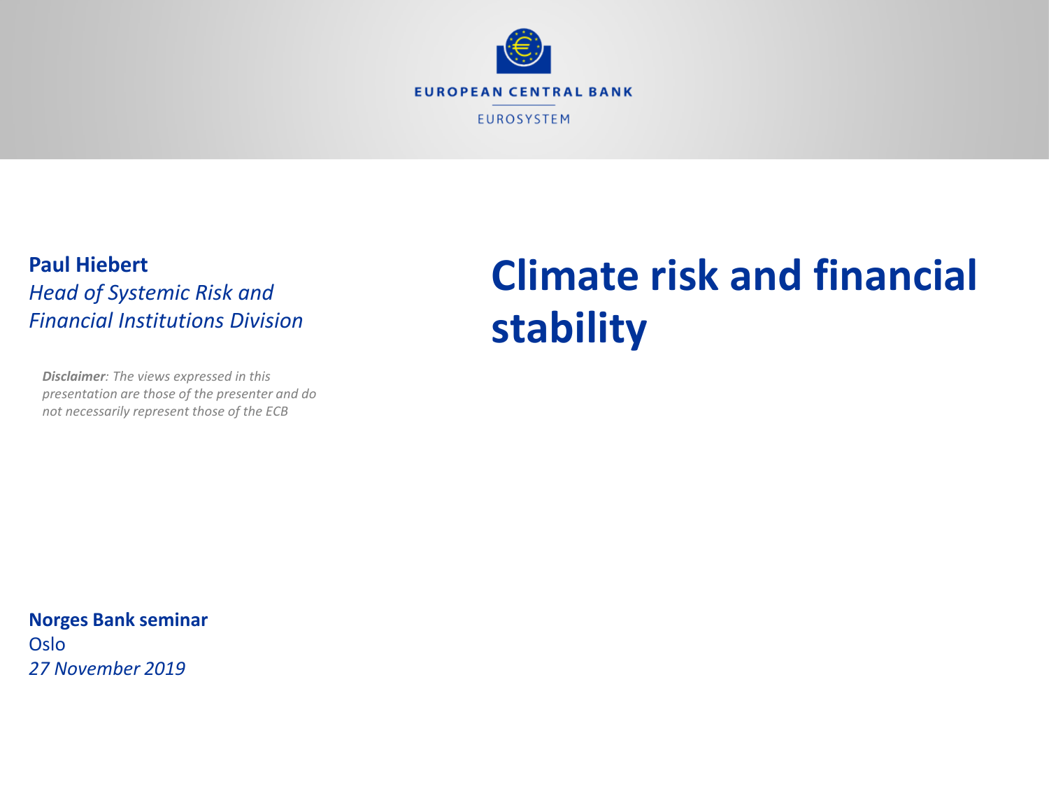EUROPEAN CENTRAL BANK

EUROSYSTEM

# Climate risk and financial stability

**Paul Hiebert**
*Head of Systemic Risk and Financial Institutions Division*

***Disclaimer**: The views expressed in this presentation are those of the presenter and do not necessarily represent those of the ECB*

**Norges Bank seminar**
Oslo
*27 November 2019*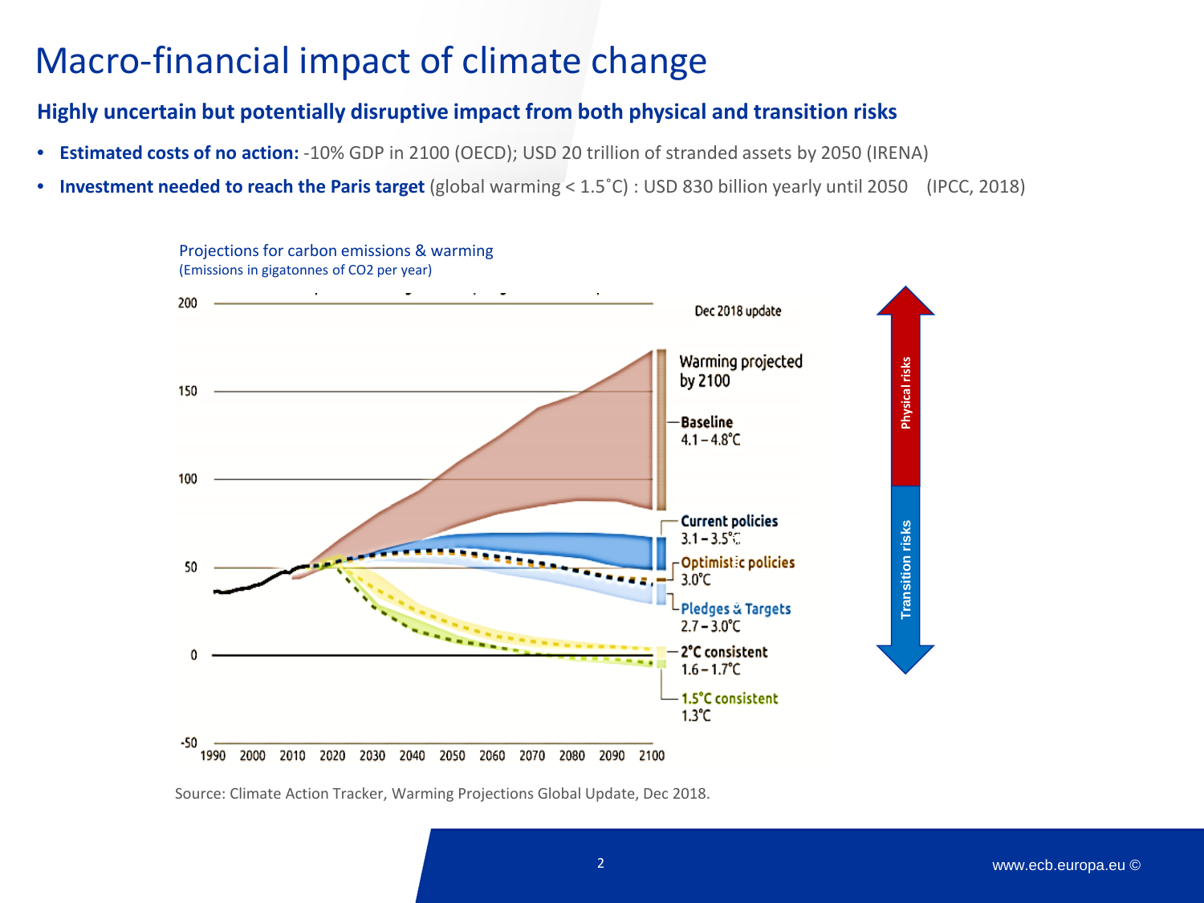# Macro-financial impact of climate change

## Highly uncertain but potentially disruptive impact from both physical and transition risks

- **Estimated costs of no action:** -10% GDP in 2100 (OECD); USD 20 trillion of stranded assets by 2050 (IRENA)
- **Investment needed to reach the Paris target** (global warming < 1.5˚C) : USD 830 billion yearly until 2050 (IPCC, 2018)

Projections for carbon emissions & warming
(Emissions in gigatonnes of $CO_2$ per year)

Source: Climate Action Tracker, Warming Projections Global Update, Dec 2018.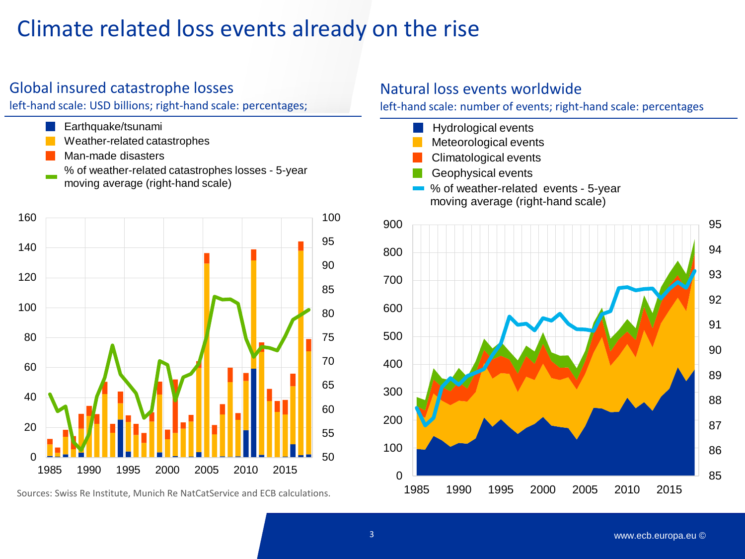# Climate related loss events already on the rise

## Global insured catastrophe losses

left-hand scale: USD billions; right-hand scale: percentages;

- Earthquake/tsunami
- Weather-related catastrophes
- Man-made disasters
- % of weather-related catastrophes losses - 5-year moving average (right-hand scale)

## Natural loss events worldwide

left-hand scale: number of events; right-hand scale: percentages

- Hydrological events
- Meteorological events
- Climatological events
- Geophysical events
- % of weather-related events - 5-year moving average (right-hand scale)

Sources: Swiss Re Institute, Munich Re NatCatService and ECB calculations.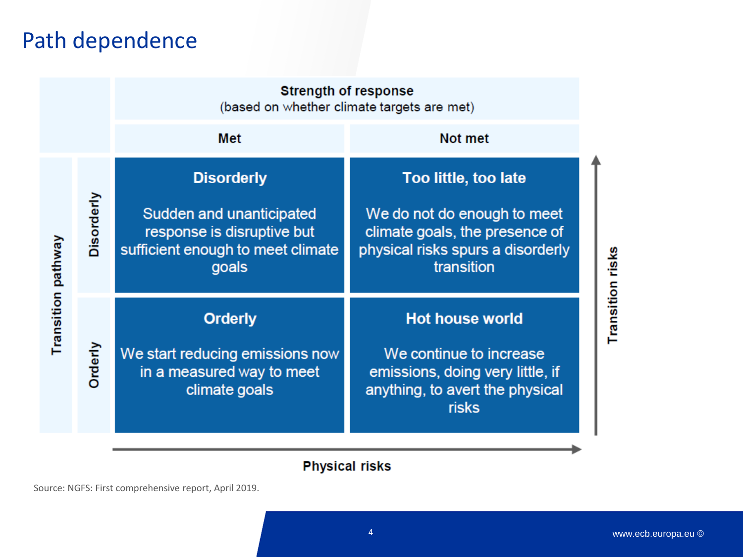# Path dependence

| Transition pathway | Strength of response (based on whether climate targets are met): Met | Strength of response (based on whether climate targets are met): Not met |
| --- | --- | --- |
| Disorderly | **Disorderly**<br><br>Sudden and unanticipated response is disruptive but sufficient enough to meet climate goals | **Too little, too late**<br><br>We do not do enough to meet climate goals, the presence of physical risks spurs a disorderly transition |
| Orderly | **Orderly**<br><br>We start reducing emissions now in a measured way to meet climate goals | **Hot house world**<br><br>We continue to increase emissions, doing very little, if anything, to avert the physical risks |

Vertical axis: Transition risks (increasing upward)

Horizontal axis: Physical risks (increasing to the right)

Source: NGFS: First comprehensive report, April 2019.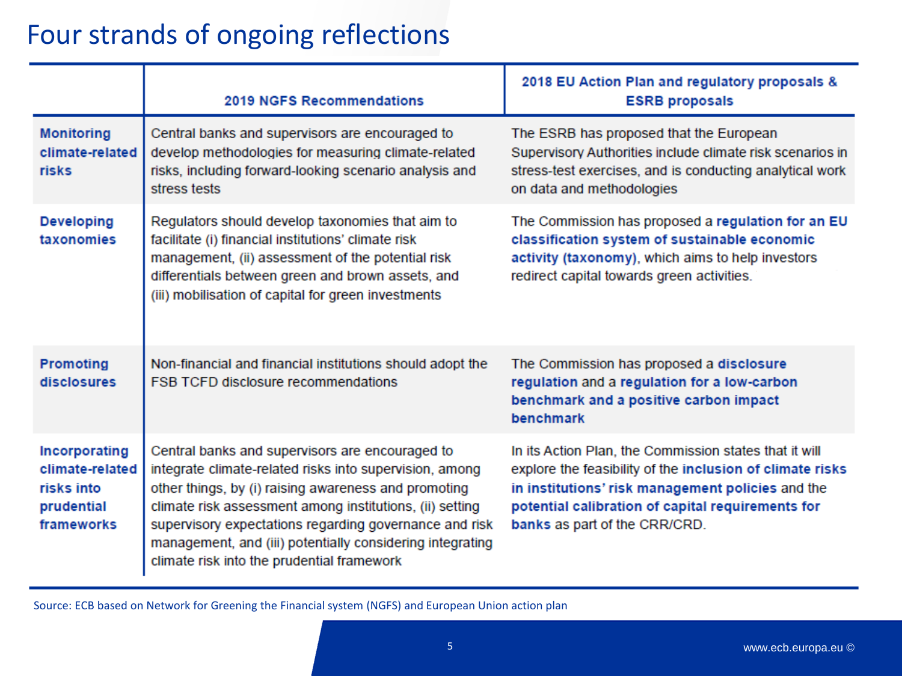# Four strands of ongoing reflections

| | 2019 NGFS Recommendations | 2018 EU Action Plan and regulatory proposals & ESRB proposals |
|---|---|---|
| **Monitoring climate-related risks** | Central banks and supervisors are encouraged to develop methodologies for measuring climate-related risks, including forward-looking scenario analysis and stress tests | The ESRB has proposed that the European Supervisory Authorities include climate risk scenarios in stress-test exercises, and is conducting analytical work on data and methodologies |
| **Developing taxonomies** | Regulators should develop taxonomies that aim to facilitate (i) financial institutions' climate risk management, (ii) assessment of the potential risk differentials between green and brown assets, and (iii) mobilisation of capital for green investments | The Commission has proposed a **regulation for an EU classification system of sustainable economic activity (taxonomy)**, which aims to help investors redirect capital towards green activities. |
| **Promoting disclosures** | Non-financial and financial institutions should adopt the FSB TCFD disclosure recommendations | The Commission has proposed a **disclosure regulation** and a **regulation for a low-carbon benchmark and a positive carbon impact benchmark** |
| **Incorporating climate-related risks into prudential frameworks** | Central banks and supervisors are encouraged to integrate climate-related risks into supervision, among other things, by (i) raising awareness and promoting climate risk assessment among institutions, (ii) setting supervisory expectations regarding governance and risk management, and (iii) potentially considering integrating climate risk into the prudential framework | In its Action Plan, the Commission states that it will explore the feasibility of the **inclusion of climate risks in institutions' risk management policies** and the **potential calibration of capital requirements for banks** as part of the CRR/CRD. |

Source: ECB based on Network for Greening the Financial system (NGFS) and European Union action plan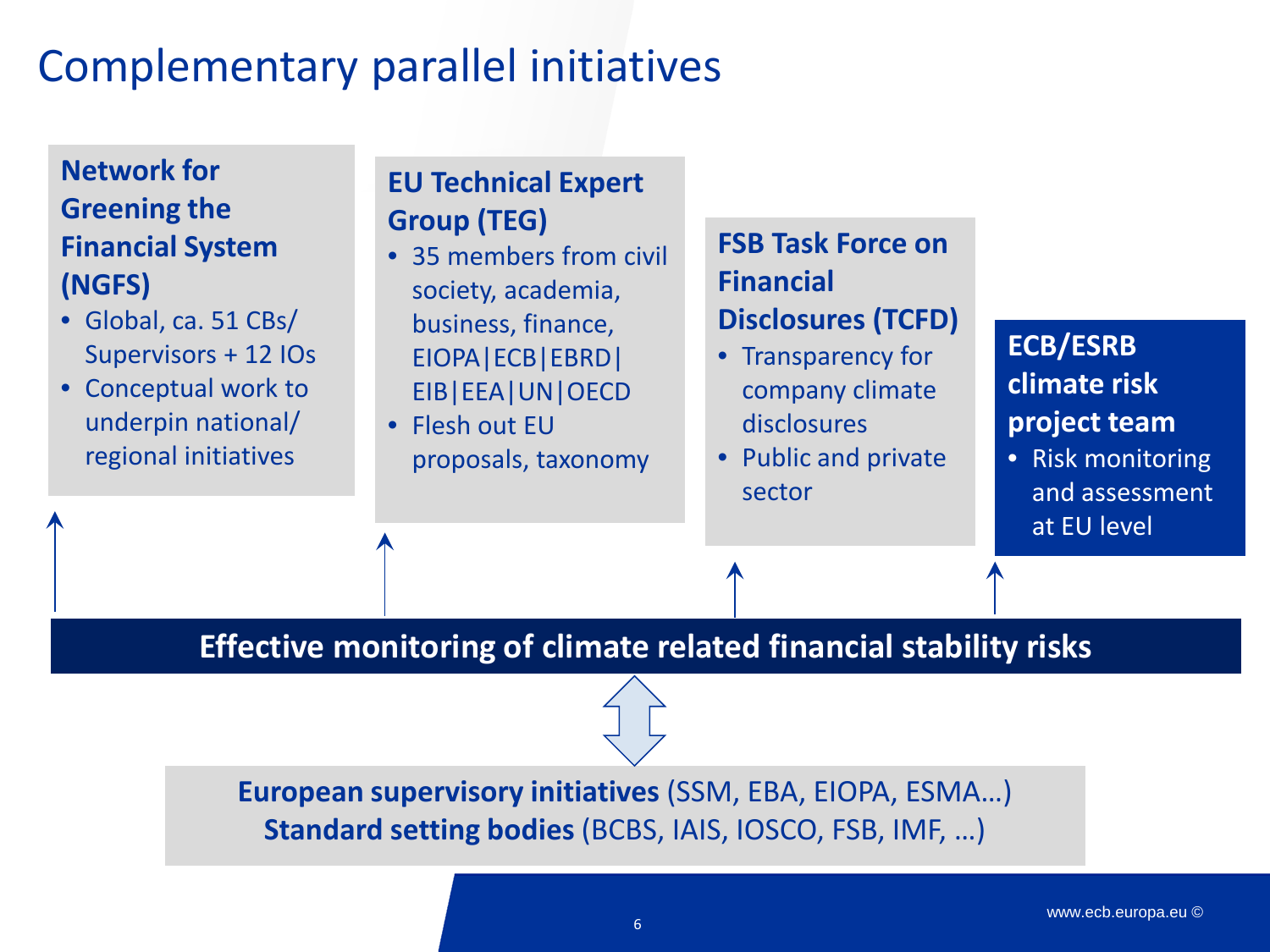# Complementary parallel initiatives

### Network for Greening the Financial System (NGFS)

- Global, ca. 51 CBs/ Supervisors + 12 IOs
- Conceptual work to underpin national/ regional initiatives

### EU Technical Expert Group (TEG)

- 35 members from civil society, academia, business, finance, EIOPA|ECB|EBRD| EIB|EEA|UN|OECD
- Flesh out EU proposals, taxonomy

### FSB Task Force on Financial Disclosures (TCFD)

- Transparency for company climate disclosures
- Public and private sector

### ECB/ESRB climate risk project team

- Risk monitoring and assessment at EU level

**Effective monitoring of climate related financial stability risks**

**European supervisory initiatives** (SSM, EBA, EIOPA, ESMA…)
**Standard setting bodies** (BCBS, IAIS, IOSCO, FSB, IMF, …)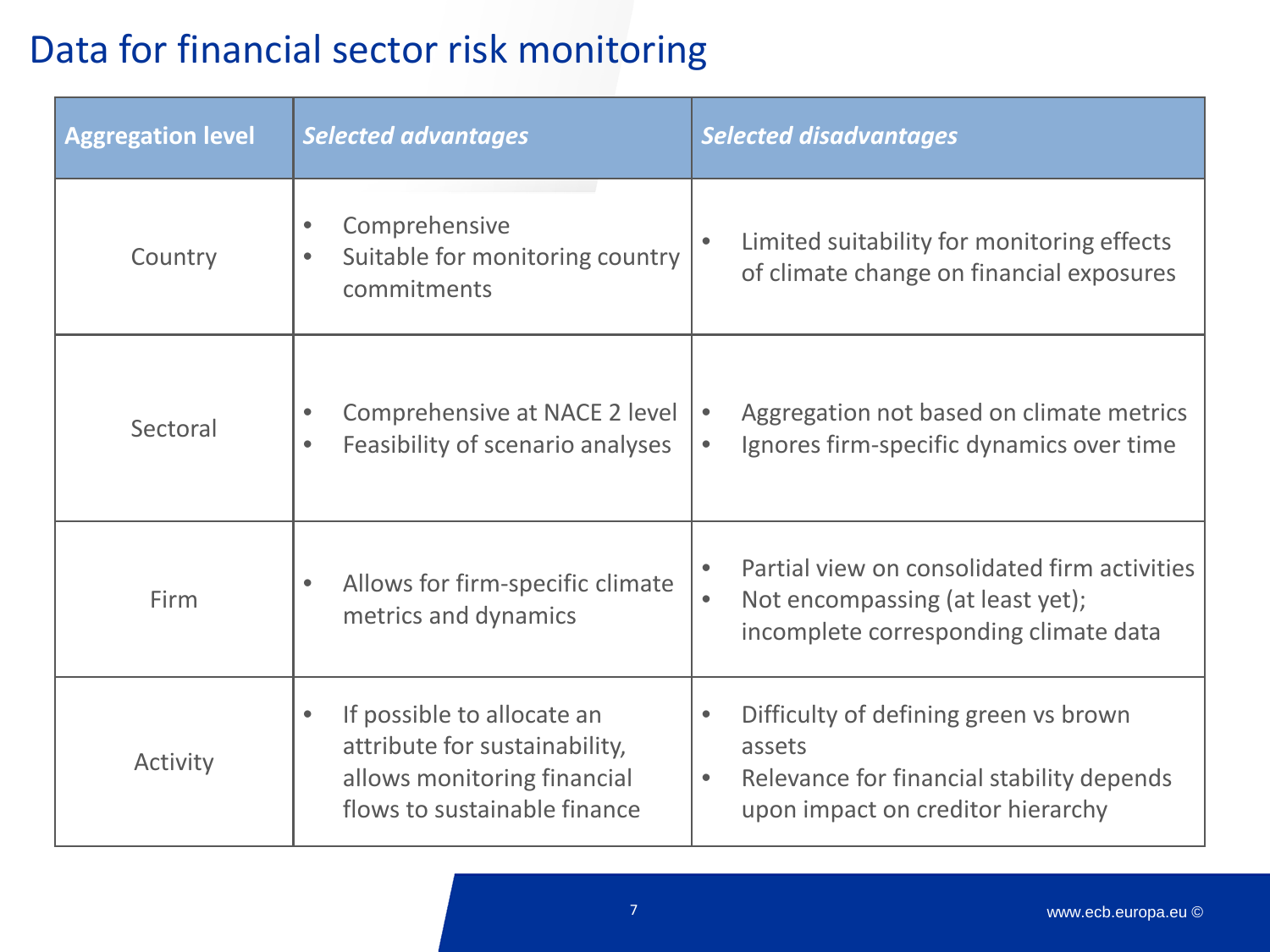# Data for financial sector risk monitoring

| Aggregation level | *Selected advantages* | *Selected disadvantages* |
|---|---|---|
| Country | • Comprehensive<br>• Suitable for monitoring country commitments | • Limited suitability for monitoring effects of climate change on financial exposures |
| Sectoral | • Comprehensive at NACE 2 level<br>• Feasibility of scenario analyses | • Aggregation not based on climate metrics<br>• Ignores firm-specific dynamics over time |
| Firm | • Allows for firm-specific climate metrics and dynamics | • Partial view on consolidated firm activities<br>• Not encompassing (at least yet); incomplete corresponding climate data |
| Activity | • If possible to allocate an attribute for sustainability, allows monitoring financial flows to sustainable finance | • Difficulty of defining green vs brown assets<br>• Relevance for financial stability depends upon impact on creditor hierarchy |

www.ecb.europa.eu ©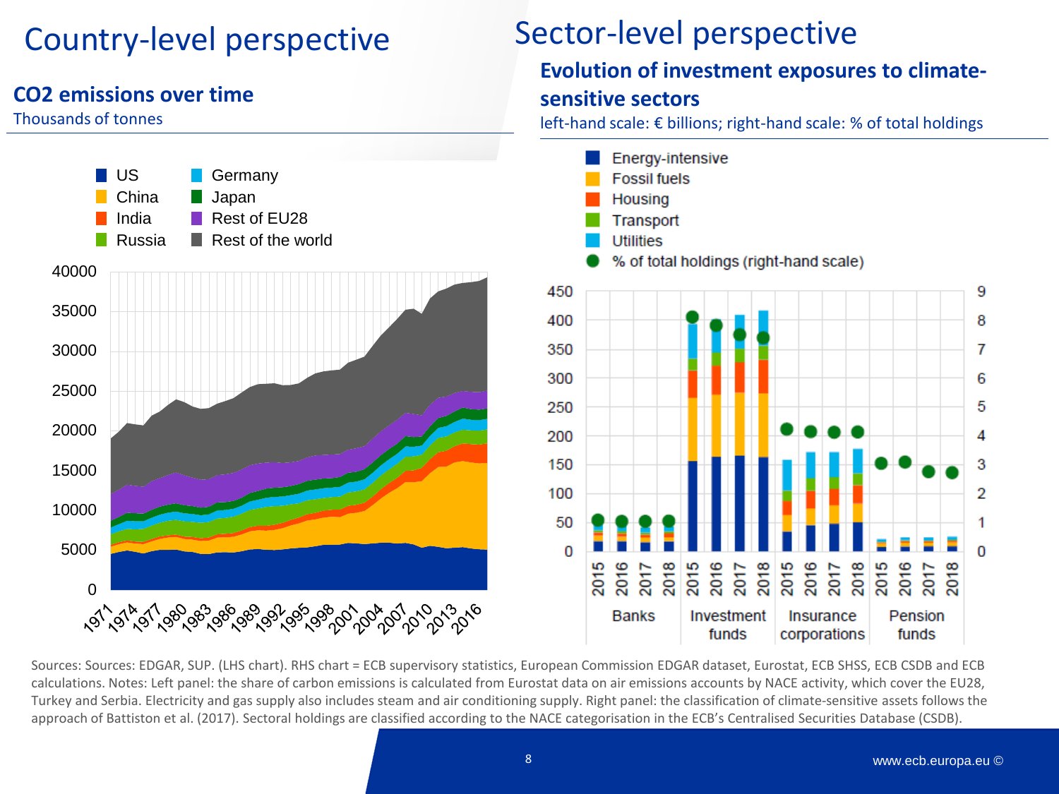# Country-level perspective

## CO2 emissions over time

Thousands of tonnes

# Sector-level perspective

## Evolution of investment exposures to climate-sensitive sectors

left-hand scale: € billions; right-hand scale: % of total holdings

Sources: Sources: EDGAR, SUP. (LHS chart). RHS chart = ECB supervisory statistics, European Commission EDGAR dataset, Eurostat, ECB SHSS, ECB CSDB and ECB calculations. Notes: Left panel: the share of carbon emissions is calculated from Eurostat data on air emissions accounts by NACE activity, which cover the EU28, Turkey and Serbia. Electricity and gas supply also includes steam and air conditioning supply. Right panel: the classification of climate-sensitive assets follows the approach of Battiston et al. (2017). Sectoral holdings are classified according to the NACE categorisation in the ECB's Centralised Securities Database (CSDB).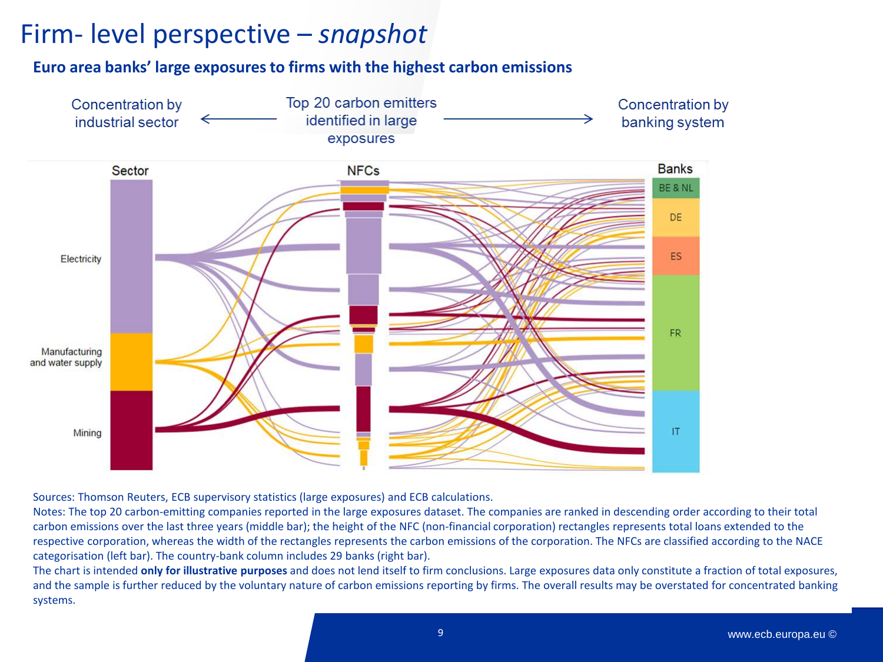# Firm- level perspective – *snapshot*

## Euro area banks' large exposures to firms with the highest carbon emissions

Concentration by industrial sector ← Top 20 carbon emitters identified in large exposures → Concentration by banking system

Sector | NFCs | Banks

Electricity | Manufacturing and water supply | Mining

BE & NL | DE | ES | FR | IT

Sources: Thomson Reuters, ECB supervisory statistics (large exposures) and ECB calculations.

Notes: The top 20 carbon-emitting companies reported in the large exposures dataset. The companies are ranked in descending order according to their total carbon emissions over the last three years (middle bar); the height of the NFC (non-financial corporation) rectangles represents total loans extended to the respective corporation, whereas the width of the rectangles represents the carbon emissions of the corporation. The NFCs are classified according to the NACE categorisation (left bar). The country-bank column includes 29 banks (right bar).

The chart is intended **only for illustrative purposes** and does not lend itself to firm conclusions. Large exposures data only constitute a fraction of total exposures, and the sample is further reduced by the voluntary nature of carbon emissions reporting by firms. The overall results may be overstated for concentrated banking systems.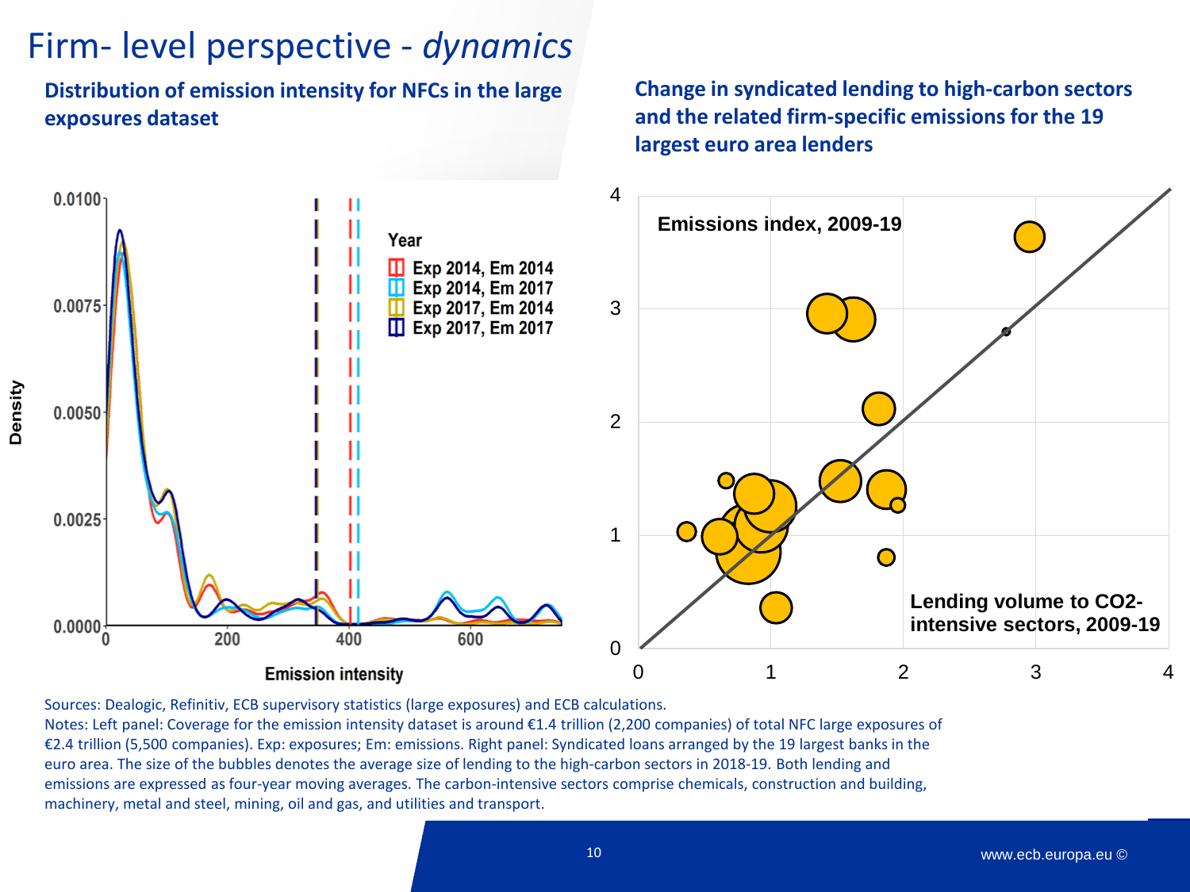# Firm- level perspective - *dynamics*

**Distribution of emission intensity for NFCs in the large exposures dataset**

**Change in syndicated lending to high-carbon sectors and the related firm-specific emissions for the 19 largest euro area lenders**

Sources: Dealogic, Refinitiv, ECB supervisory statistics (large exposures) and ECB calculations.

Notes: Left panel: Coverage for the emission intensity dataset is around €1.4 trillion (2,200 companies) of total NFC large exposures of €2.4 trillion (5,500 companies). Exp: exposures; Em: emissions. Right panel: Syndicated loans arranged by the 19 largest banks in the euro area. The size of the bubbles denotes the average size of lending to the high-carbon sectors in 2018-19. Both lending and emissions are expressed as four-year moving averages. The carbon-intensive sectors comprise chemicals, construction and building, machinery, metal and steel, mining, oil and gas, and utilities and transport.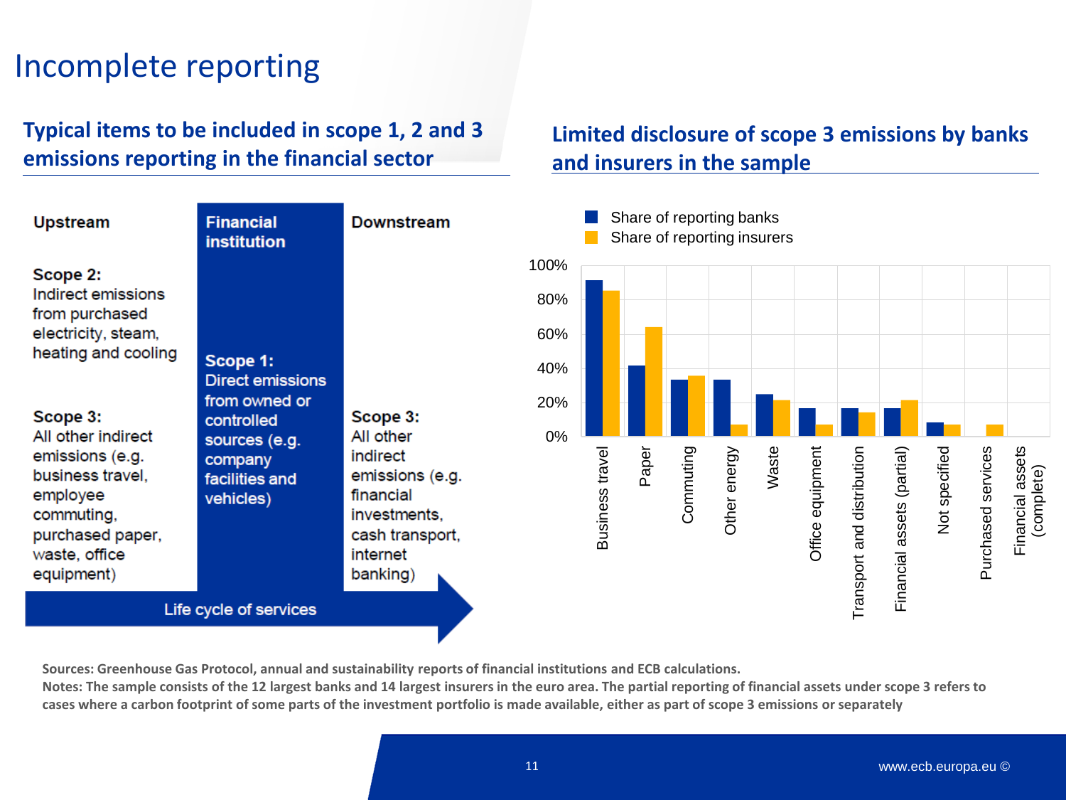# Incomplete reporting

## Typical items to be included in scope 1, 2 and 3 emissions reporting in the financial sector

**Upstream**

**Scope 2:**
Indirect emissions from purchased electricity, steam, heating and cooling

**Scope 3:**
All other indirect emissions (e.g. business travel, employee commuting, purchased paper, waste, office equipment)

**Financial institution**

**Scope 1:**
Direct emissions from owned or controlled sources (e.g. company facilities and vehicles)

**Downstream**

**Scope 3:**
All other indirect emissions (e.g. financial investments, cash transport, internet banking)

Life cycle of services

## Limited disclosure of scope 3 emissions by banks and insurers in the sample

| | Share of reporting banks | Share of reporting insurers |
|---|---|---|
| Business travel | ~92% | ~86% |
| Paper | ~42% | ~64% |
| Commuting | ~33% | ~36% |
| Other energy | ~33% | ~7% |
| Waste | ~25% | ~21% |
| Office equipment | ~17% | ~7% |
| Transport and distribution | ~17% | ~14% |
| Financial assets (partial) | ~17% | ~21% |
| Not specified | ~8% | ~7% |
| Purchased services | 0% | ~7% |
| Financial assets (complete) | 0% | 0% |

Sources: Greenhouse Gas Protocol, annual and sustainability reports of financial institutions and ECB calculations.
Notes: The sample consists of the 12 largest banks and 14 largest insurers in the euro area. The partial reporting of financial assets under scope 3 refers to cases where a carbon footprint of some parts of the investment portfolio is made available, either as part of scope 3 emissions or separately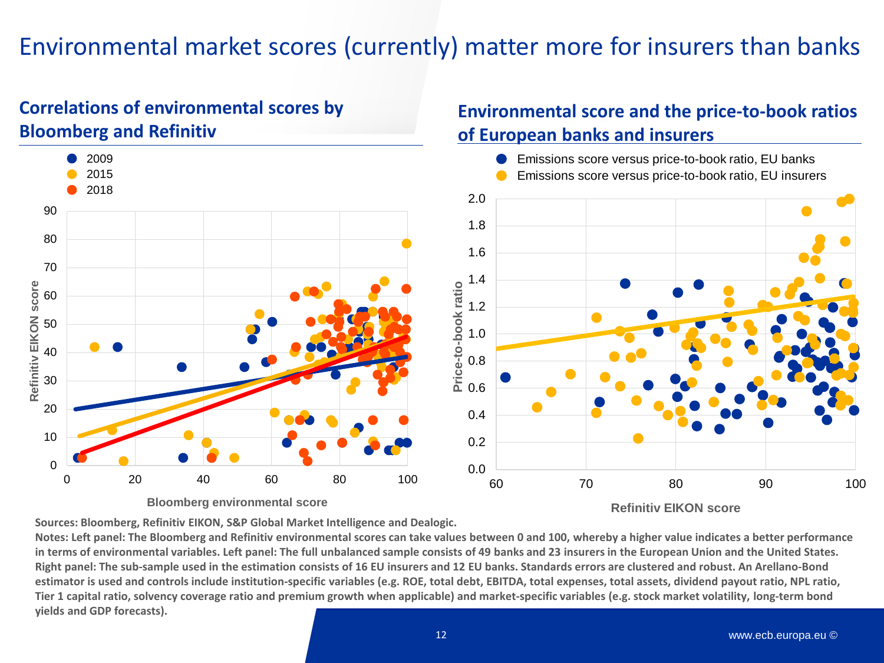# Environmental market scores (currently) matter more for insurers than banks

## Correlations of environmental scores by Bloomberg and Refinitiv

## Environmental score and the price-to-book ratios of European banks and insurers

**Sources: Bloomberg, Refinitiv EIKON, S&P Global Market Intelligence and Dealogic.**

**Notes: Left panel: The Bloomberg and Refinitiv environmental scores can take values between 0 and 100, whereby a higher value indicates a better performance in terms of environmental variables. Left panel: The full unbalanced sample consists of 49 banks and 23 insurers in the European Union and the United States. Right panel: The sub-sample used in the estimation consists of 16 EU insurers and 12 EU banks. Standards errors are clustered and robust. An Arellano-Bond estimator is used and controls include institution-specific variables (e.g. ROE, total debt, EBITDA, total expenses, total assets, dividend payout ratio, NPL ratio, Tier 1 capital ratio, solvency coverage ratio and premium growth when applicable) and market-specific variables (e.g. stock market volatility, long-term bond yields and GDP forecasts).**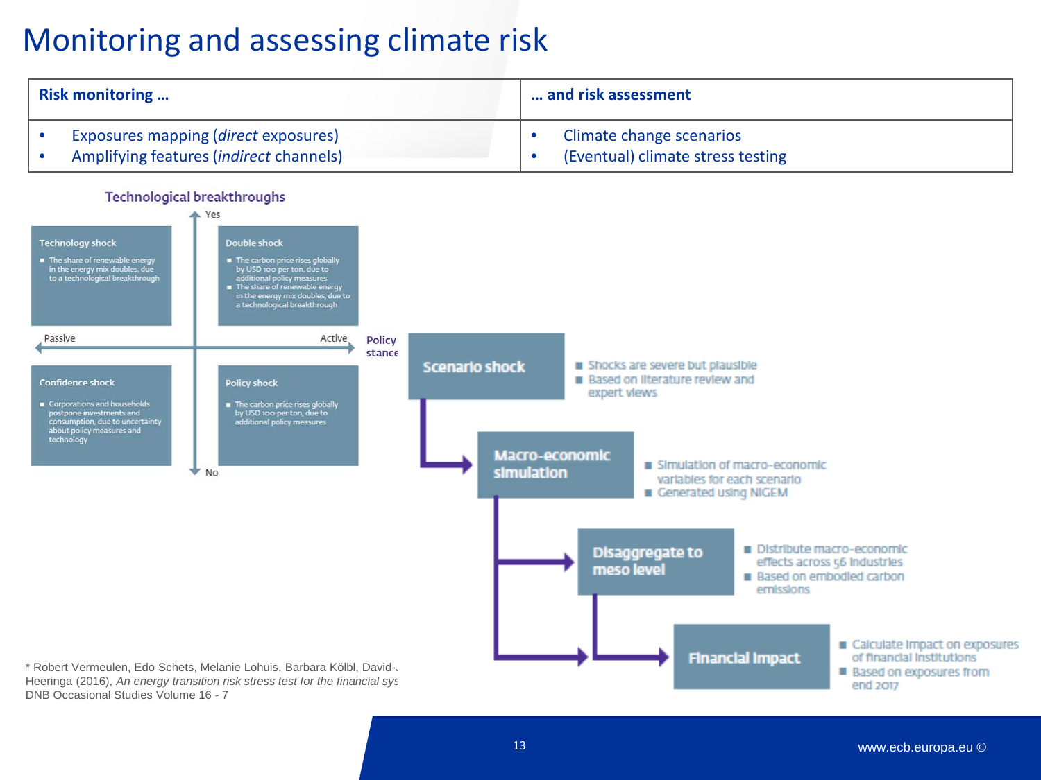# Monitoring and assessing climate risk

| Risk monitoring … | … and risk assessment |
| --- | --- |
| • Exposures mapping (*direct* exposures)<br>• Amplifying features (*indirect* channels) | • Climate change scenarios<br>• (Eventual) climate stress testing |

**Technological breakthroughs** (Yes / No) — **Policy stance** (Passive / Active)

**Technology shock**
- The share of renewable energy in the energy mix doubles, due to a technological breakthrough

**Double shock**
- The carbon price rises globally by USD 100 per ton, due to additional policy measures
- The share of renewable energy in the energy mix doubles, due to a technological breakthrough

**Confidence shock**
- Corporations and households postpone investments and consumption, due to uncertainty about policy measures and technology

**Policy shock**
- The carbon price rises globally by USD 100 per ton, due to additional policy measures

**Scenario shock**
- Shocks are severe but plausible
- Based on literature review and expert views

**Macro-economic simulation**
- Simulation of macro-economic variables for each scenario
- Generated using NIGEM

**Disaggregate to meso level**
- Distribute macro-economic effects across 56 industries
- Based on embodied carbon emissions

**Financial impact**
- Calculate impact on exposures of financial institutions
- Based on exposures from end 2017

\* Robert Vermeulen, Edo Schets, Melanie Lohuis, Barbara Kölbl, David-J. Heeringa (2016), *An energy transition risk stress test for the financial sys…*
DNB Occasional Studies Volume 16 - 7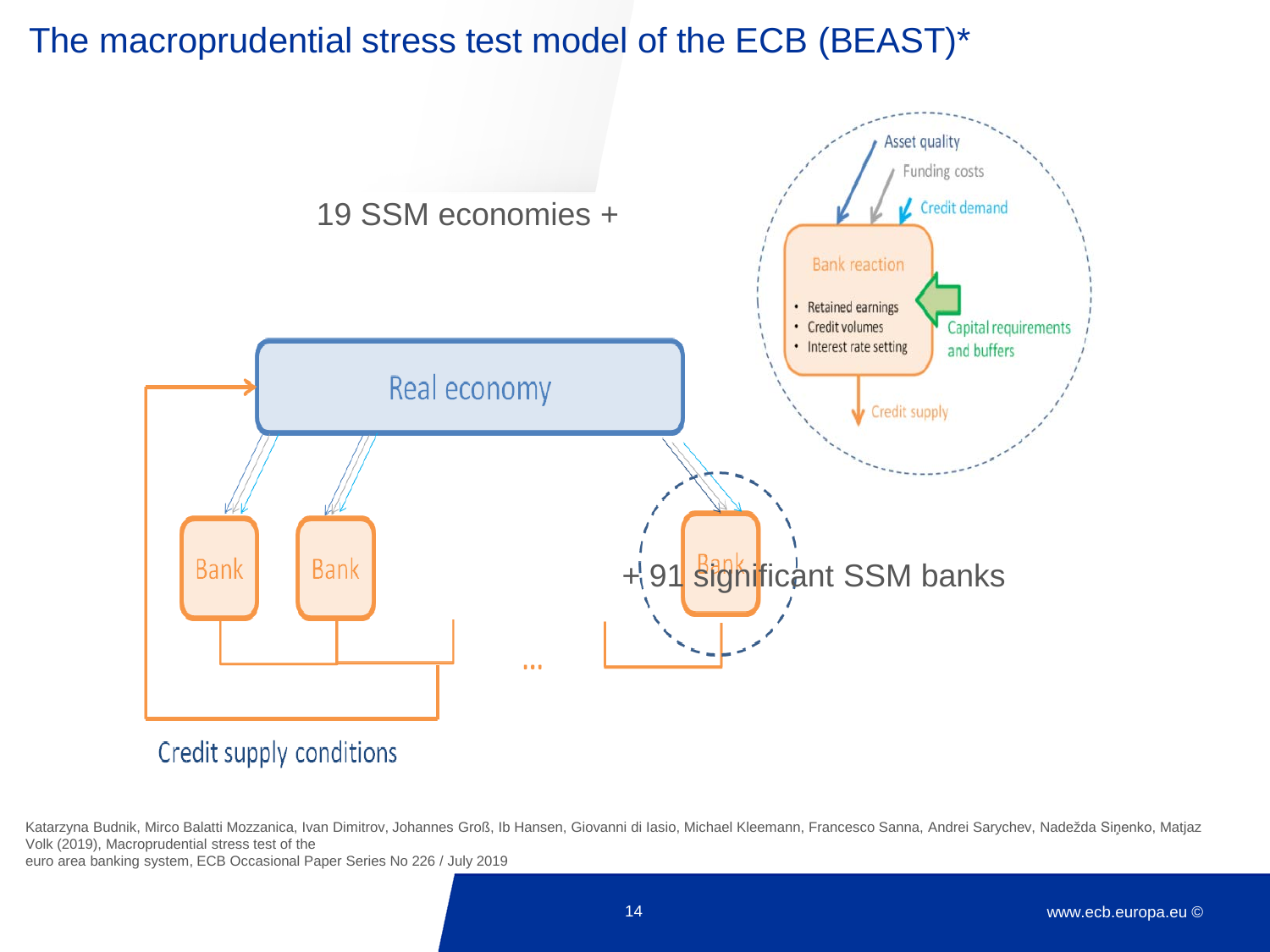# The macroprudential stress test model of the ECB (BEAST)*

19 SSM economies +

Asset quality

Funding costs

Credit demand

Bank reaction

- Retained earnings
- Credit volumes
- Interest rate setting

Capital requirements and buffers

Credit supply

Real economy

Bank

Bank

...

Bank

+ 91 significant SSM banks

Credit supply conditions

Katarzyna Budnik, Mirco Balatti Mozzanica, Ivan Dimitrov, Johannes Groß, Ib Hansen, Giovanni di Iasio, Michael Kleemann, Francesco Sanna, Andrei Sarychev, Nadežda Siņenko, Matjaz Volk (2019), Macroprudential stress test of the euro area banking system, ECB Occasional Paper Series No 226 / July 2019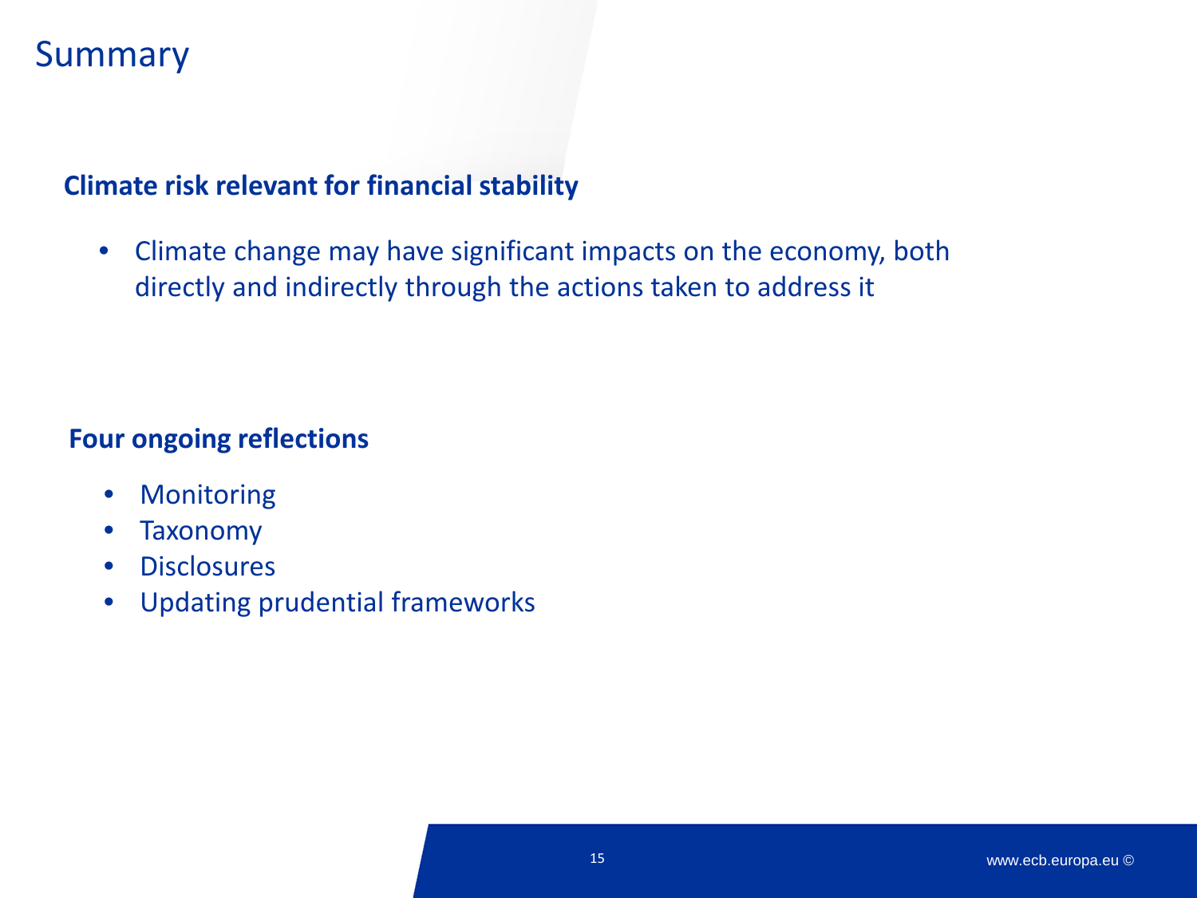# Summary

**Climate risk relevant for financial stability**

- Climate change may have significant impacts on the economy, both directly and indirectly through the actions taken to address it

**Four ongoing reflections**

- Monitoring
- Taxonomy
- Disclosures
- Updating prudential frameworks